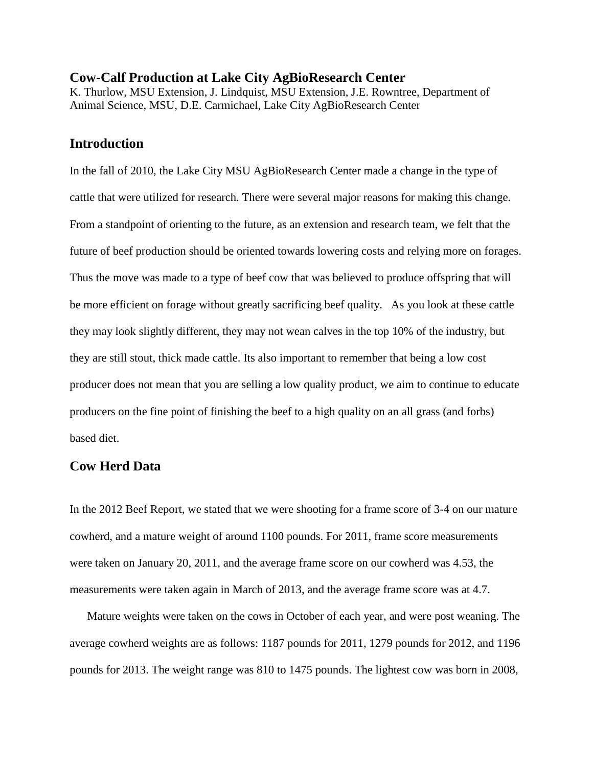# Cow-Calf Production at Lake City AgBioResearch Center

K. Thurlow, MSU Extension, J. Lindquist, MSU Extension, J.E. Rowntree, Department of Animal Science, MSU, D.E. Carmichael, Lake City AgBioResearch Center

## Introduction

In the fall of 2010, the Lake City MSU AgBioResearch Center made a change in the type of cattle that were utilized for research. There were several major reasons for making this change. From a standpoint of orienting to the future, as an extension and research team, we felt that the future of beef production should be oriented towards lowering costs and relying more on forages. Thus the move was made to a type of beef cow that was believed to produce offspring that will be more efficient on forage without greatly sacrificing beef quality. As you look at these cattle they may look slightly different, they may not wean calves in the top 10% of the industry, but they are still stout, thick made cattle. Its also important to remember that being a low cost producer does not mean that you are selling a low quality product, we aim to continue to educate producers on the fine point of finishing the beef to a high quality on an all grass (and forbs) based diet.

## Cow Herd Data

In the 2012 Beef Report, we stated that we were shooting for a frame score of 3-4 on our mature cowherd, and a mature weight of around 1100 pounds. For 2011, frame score measurements were taken on January 20, 2011, and the average frame score on our cowherd was 4.53, the measurements were taken again in March of 2013, and the average frame score was at 4.7.

Mature weights were taken on the cows in October of each year, and were post weaning. The average cowherd weights are as follows: 1187 pounds for 2011, 1279 pounds for 2012, and 1196 pounds for 2013. The weight range was 810 to 1475 pounds. The lightest cow was born in 2008,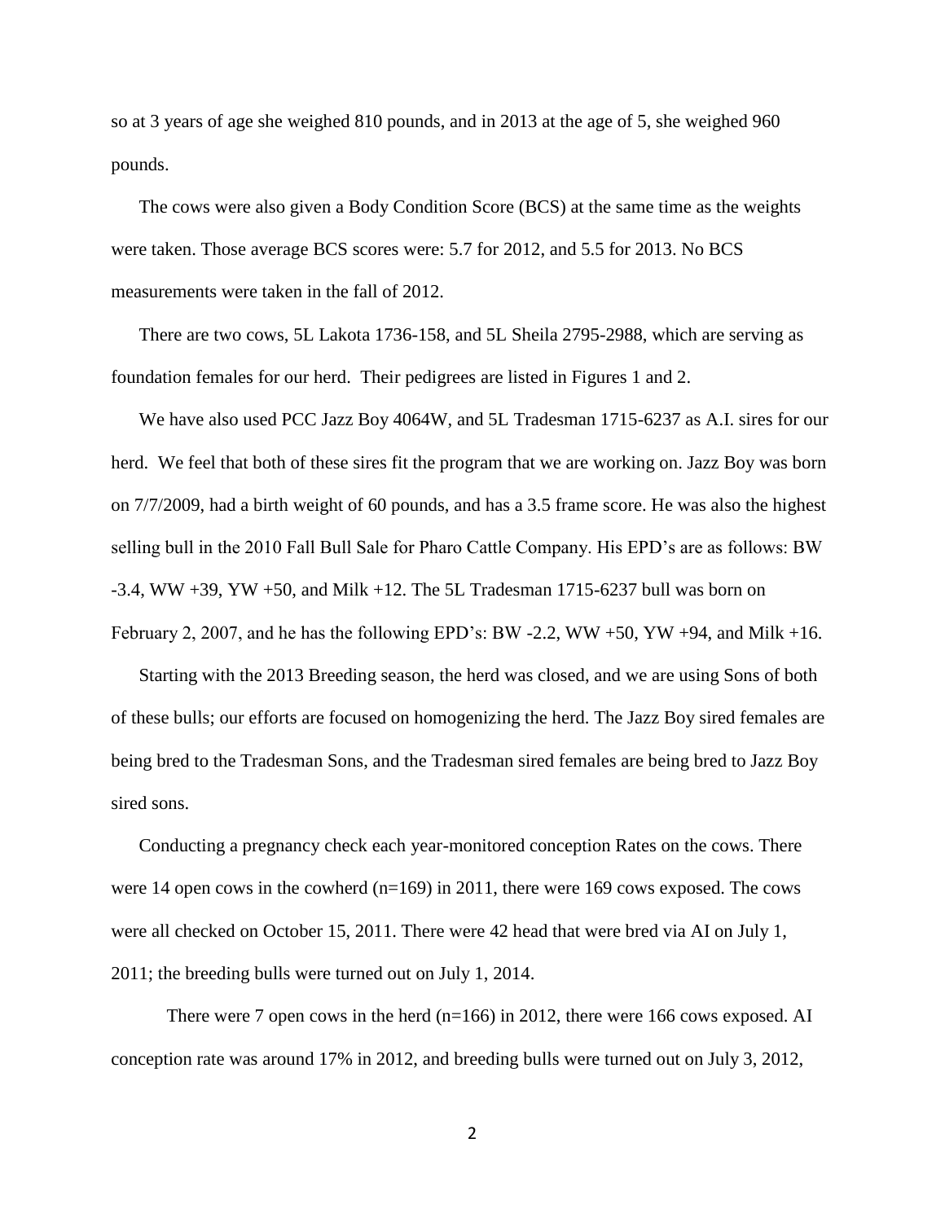so at 3 years of age she weighed 810 pounds, and in 2013 at the age of 5, she weighed 960 pounds.

The cows were also given a Body Condition Score (BCS) at the same time as the weights were taken. Those average BCS scores were: 5.7 for 2012, and 5.5 for 2013. No BCS measurements were taken in the fall of 2012.

There are two cows, 5L Lakota 1736-158, and 5L Sheila 2795-2988, which are serving as foundation females for our herd. Their pedigrees are listed in Figures 1 and 2.

We have also used PCC Jazz Boy 4064W, and 5L Tradesman 1715-6237 as A.I. sires for our herd. We feel that both of these sires fit the program that we are working on. Jazz Boy was born on 7/7/2009, had a birth weight of 60 pounds, and has a 3.5 frame score. He was also the highest selling bull in the 2010 Fall Bull Sale for Pharo Cattle Company. His EPD's are as follows: BW -3.4, WW +39, YW +50, and Milk +12. The 5L Tradesman 1715-6237 bull was born on February 2, 2007, and he has the following EPD's: BW -2.2, WW +50, YW +94, and Milk +16.

Starting with the 2013 Breeding season, the herd was closed, and we are using Sons of both of these bulls; our efforts are focused on homogenizing the herd. The Jazz Boy sired females are being bred to the Tradesman Sons, and the Tradesman sired females are being bred to Jazz Boy sired sons.

Conducting a pregnancy check each year-monitored conception Rates on the cows. There were 14 open cows in the cowherd (n=169) in 2011, there were 169 cows exposed. The cows were all checked on October 15, 2011. There were 42 head that were bred via AI on July 1, 2011; the breeding bulls were turned out on July 1, 2014.

There were 7 open cows in the herd (n=166) in 2012, there were 166 cows exposed. AI conception rate was around 17% in 2012, and breeding bulls were turned out on July 3, 2012,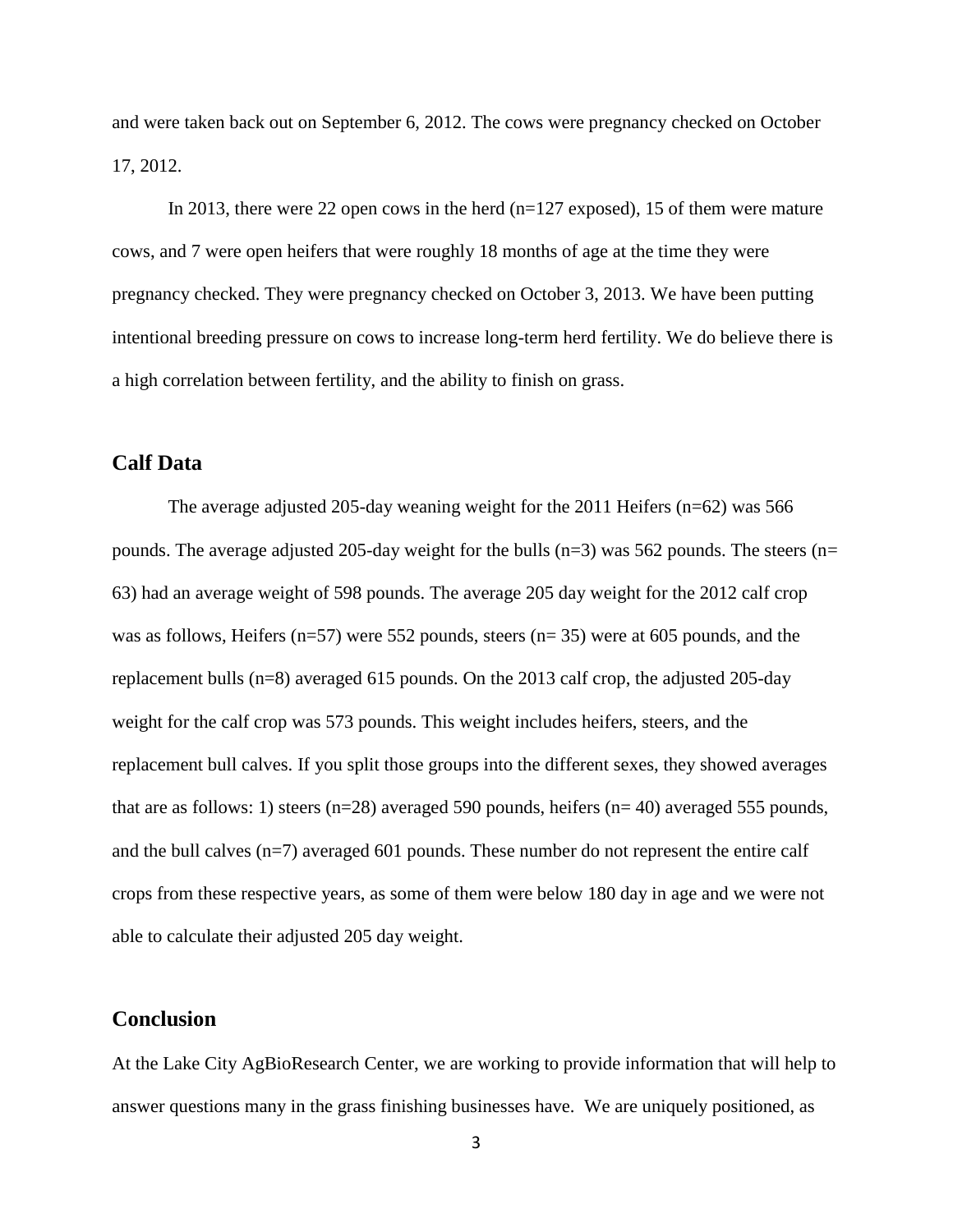and were taken back out on September 6, 2012. The cows were pregnancy checked on October 17, 2012.

In 2013, there were 22 open cows in the herd (n=127 exposed), 15 of them were mature cows, and 7 were open heifers that were roughly 18 months of age at the time they were pregnancy checked. They were pregnancy checked on October 3, 2013. We have been putting intentional breeding pressure on cows to increase long-term herd fertility. We do believe there is a high correlation between fertility, and the ability to finish on grass.

## Calf Data

The average adjusted 205-day weaning weight for the 2011 Heifers (n=62) was 566 pounds. The average adjusted 205-day weight for the bulls (n=3) was 562 pounds. The steers (n= 63) had an average weight of 598 pounds. The average 205 day weight for the 2012 calf crop was as follows, Heifers (n=57) were 552 pounds, steers (n= 35) were at 605 pounds, and the replacement bulls (n=8) averaged 615 pounds. On the 2013 calf crop, the adjusted 205-day weight for the calf crop was 573 pounds. This weight includes heifers, steers, and the replacement bull calves. If you split those groups into the different sexes, they showed averages that are as follows: 1) steers (n=28) averaged 590 pounds, heifers (n= 40) averaged 555 pounds, and the bull calves (n=7) averaged 601 pounds. These number do not represent the entire calf crops from these respective years, as some of them were below 180 day in age and we were not able to calculate their adjusted 205 day weight.

## Conclusion

At the Lake City AgBioResearch Center, we are working to provide information that will help to answer questions many in the grass finishing businesses have. We are uniquely positioned, as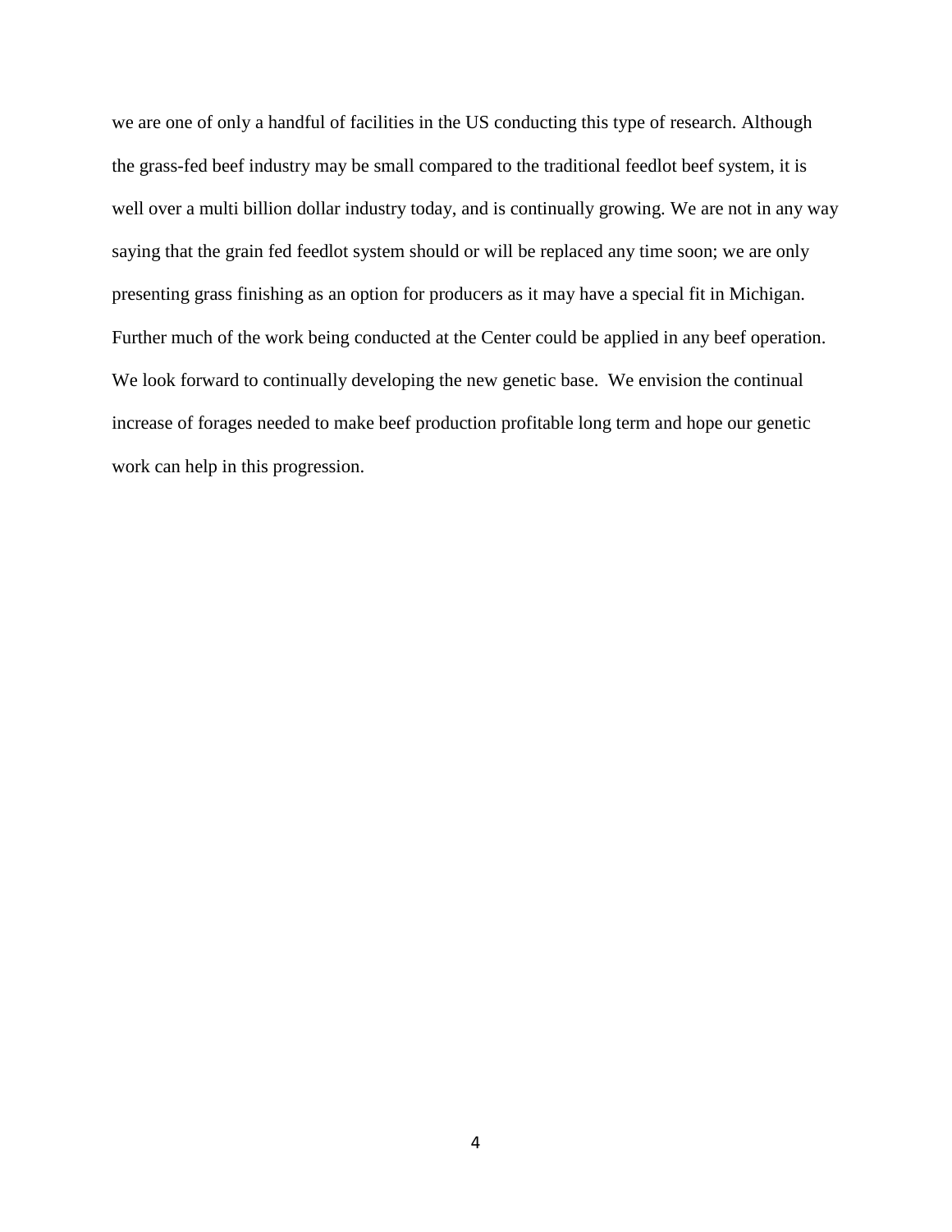we are one of only a handful of facilities in the US conducting this type of research. Although the grass-fed beef industry may be small compared to the traditional feedlot beef system, it is well over a multi billion dollar industry today, and is continually growing. We are not in any way saying that the grain fed feedlot system should or will be replaced any time soon; we are only presenting grass finishing as an option for producers as it may have a special fit in Michigan. Further much of the work being conducted at the Center could be applied in any beef operation. We look forward to continually developing the new genetic base. We envision the continual increase of forages needed to make beef production profitable long term and hope our genetic work can help in this progression.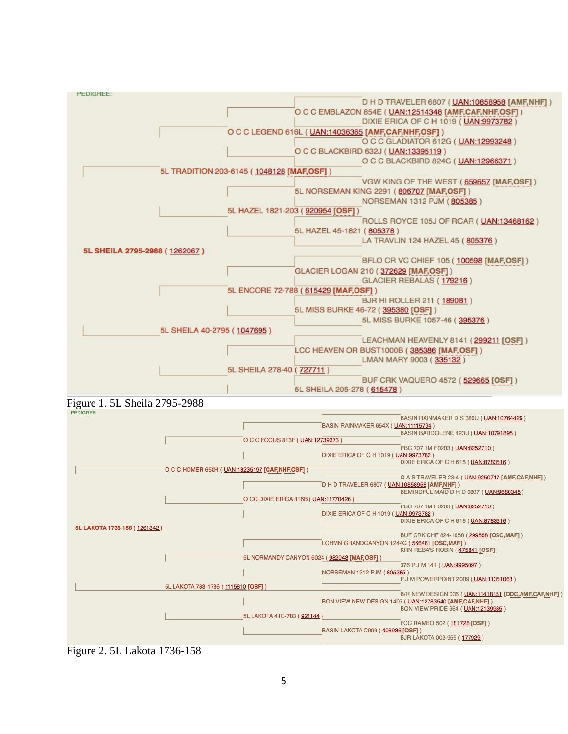PEDIGREE:

D H D TRAVELER 6807 ( UAN:10858958 [AMF,NHF] )

O C C EMBLAZON 854E ( UAN:12514348 [AMF,CAF,NHF,OSF] )

DIXIE ERICA OF C H 1019 ( UAN:9973782 )

O C C LEGEND 616L ( UAN:14036365 [AMF,CAF,NHF,OSF] )

O C C GLADIATOR 612G ( UAN:12993248 )

O C C BLACKBIRD 632J ( UAN:13395119 )

O C C BLACKBIRD 824G ( UAN:12966371 )

5L TRADITION 203-6145 ( 1048128 [MAF,OSF] )

VGW KING OF THE WEST ( 659657 [MAF,OSF] )

5L NORSEMAN KING 2291 ( 806707 [MAF,OSF] )

NORSEMAN 1312 PJM ( 805385 )

5L HAZEL 1821-203 ( 920954 [OSF] )

ROLLS ROYCE 105J OF RCAR ( UAN:13468162 )

5L HAZEL 45-1821 ( 805378 )

LA TRAVLIN 124 HAZEL 45 ( 805376 )

**5L SHEILA 2795-2988 ( 1262067 )**

BFLO CR VC CHIEF 105 ( 100598 [MAF,OSF] )

GLACIER LOGAN 210 ( 372629 [MAF,OSF] )

GLACIER REBALAS ( 179216 )

5L ENCORE 72-788 ( 615429 [MAF,OSF] )

BJR HI ROLLER 211 ( 189081 )

5L MISS BURKE 46-72 ( 395380 [OSF] )

5L MISS BURKE 1057-46 ( 395376 )

5L SHEILA 40-2795 ( 1047695 )

LEACHMAN HEAVENLY 8141 ( 299211 [OSF] )

LCC HEAVEN OR BUST1000B ( 385386 [MAF,OSF] )

LMAN MARY 9003 ( 335132 )

5L SHEILA 278-40 ( 727711 )

BUF CRK VAQUERO 4572 ( 529665 [OSF] )

5L SHEILA 205-278 ( 615478 )

Figure 1. 5L Sheila 2795-2988

PEDIGREE:

BASIN RAINMAKER D S 380U ( UAN:10764429 )

BASIN RAINMAKER 654X ( UAN:11115794 )

BASIN BARDOLENE 423U ( UAN:10791895 )

O C C FOCUS 813F ( UAN:12739373 )

PBC 707 1M F0203 ( UAN:9252710 )

DIXIE ERICA OF C H 1019 ( UAN:9973782 )

DIXIE ERICA OF C H 615 ( UAN:8783516 )

O C C HOMER 650H ( UAN:13235197 [CAF,NHF,OSF] )

Q A S TRAVELER 23-4 ( UAN:9250717 [AMF,CAF,NHF] )

D H D TRAVELER 6807 ( UAN:10858958 [AMF,NHF] )

BEMINDFUL MAID D H D 0807 ( UAN:9680345 )

O CC DIXIE ERICA 816B ( UAN:11770426 )

PBC 707 1M F0203 ( UAN:9252710 )

DIXIE ERICA OF C H 1019 ( UAN:9973782 )

DIXIE ERICA OF C H 615 ( UAN:8783516 )

**5L LAKOTA 1736-158 ( 1261342 )**

BUF CRK CHF 824-1658 ( 299558 [OSC,MAF] )

LCHMN GRANDCANYON 1244G ( 586481 [OSC,MAF] )

KRN REBA'S ROBIN ( 475841 [OSF] )

5L NORMANDY CANYON 6024 ( 982043 [MAF,OSF] )

376 P J M 141 ( UAN:9995097 )

NORSEMAN 1312 PJM ( 805385 )

P J M POWERPOINT 2009 ( UAN:11351063 )

5L LAKOTA 783-1736 ( 1115810 [OSF] )

B/R NEW DESIGN 036 ( UAN:11418151 [DDC,AMF,CAF,NHF] )

BON VIEW NEW DESIGN 1407 ( UAN:12783540 [AMF,CAF,NHF] )

BON VIEW PRIDE 664 ( UAN:12139985 )

5L LAKOTA 41C-783 ( 921144 )

FCC RAMBO 502 ( 181728 [OSF] )

BASIN LAKOTA C999 ( 408936 [OSF] )

BJR LAKOTA 002-955 ( 177929 )

Figure 2. 5L Lakota 1736-158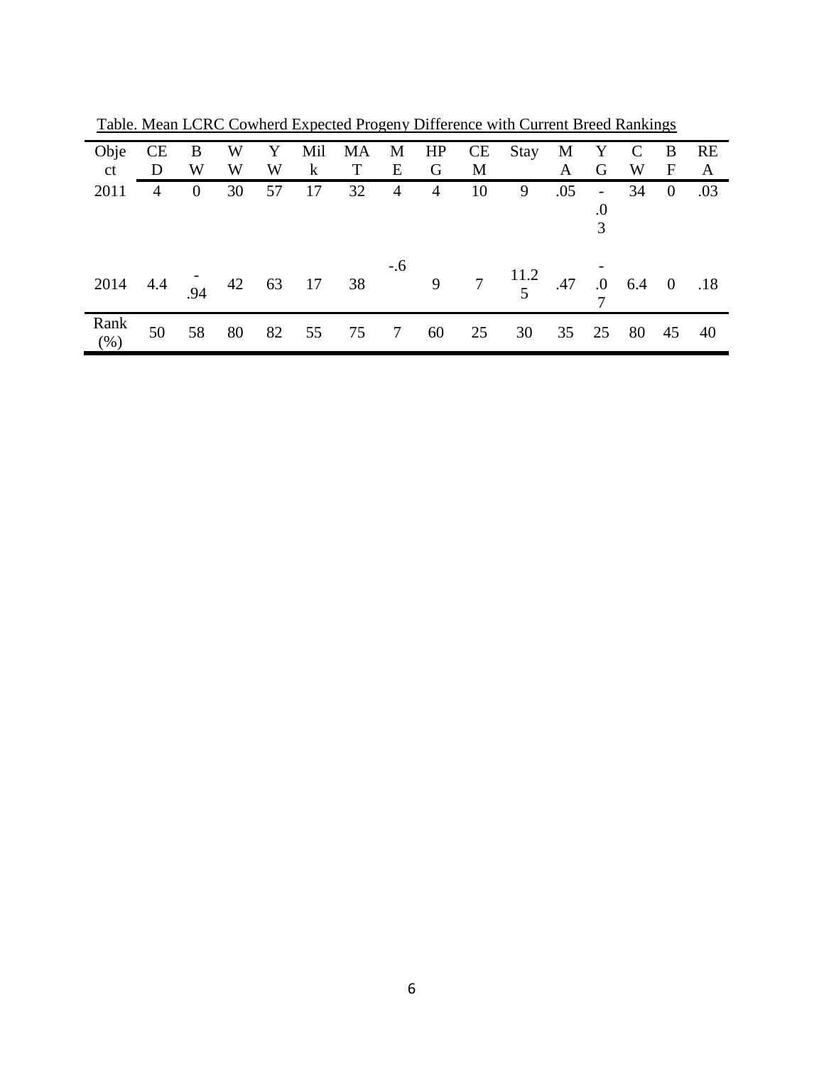Table. Mean LCRC Cowherd Expected Progeny Difference with Current Breed Rankings

| Object | CED | BW | WW | YW | Milk | MAT | ME | HPG | CEM | Stay | MA | YG | CW | BF | REA |
|---|---|---|---|---|---|---|---|---|---|---|---|---|---|---|---|
| 2011 | 4 | 0 | 30 | 57 | 17 | 32 | 4 | 4 | 10 | 9 | .05 | -.03 | 34 | 0 | .03 |
| 2014 | 4.4 | -.94 | 42 | 63 | 17 | 38 | -.6 | 9 | 7 | 11.25 | .47 | -.07 | 6.4 | 0 | .18 |
| Rank (%) | 50 | 58 | 80 | 82 | 55 | 75 | 7 | 60 | 25 | 30 | 35 | 25 | 80 | 45 | 40 |